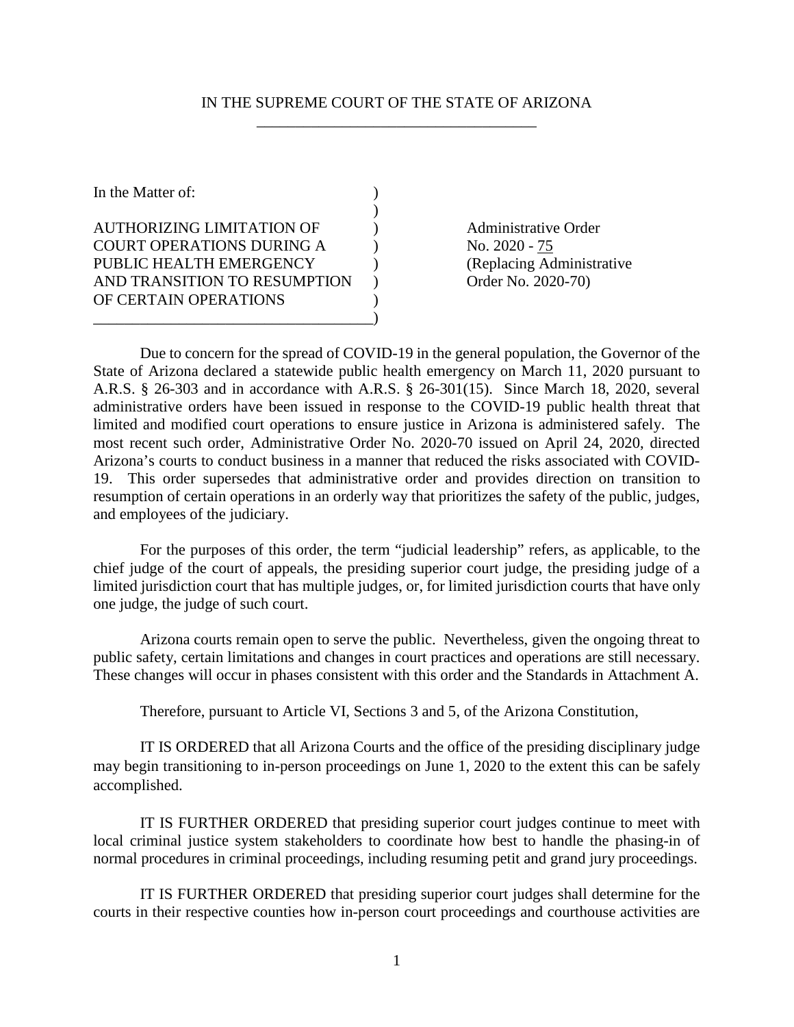IN THE SUPREME COURT OF THE STATE OF ARIZONA

---

| | |
|---|---|
| In the Matter of:<br><br>AUTHORIZING LIMITATION OF COURT OPERATIONS DURING A PUBLIC HEALTH EMERGENCY AND TRANSITION TO RESUMPTION OF CERTAIN OPERATIONS | Administrative Order<br>No. 2020 - 75<br>(Replacing Administrative Order No. 2020-70) |

Due to concern for the spread of COVID-19 in the general population, the Governor of the State of Arizona declared a statewide public health emergency on March 11, 2020 pursuant to A.R.S. § 26-303 and in accordance with A.R.S. § 26-301(15). Since March 18, 2020, several administrative orders have been issued in response to the COVID-19 public health threat that limited and modified court operations to ensure justice in Arizona is administered safely. The most recent such order, Administrative Order No. 2020-70 issued on April 24, 2020, directed Arizona's courts to conduct business in a manner that reduced the risks associated with COVID-19. This order supersedes that administrative order and provides direction on transition to resumption of certain operations in an orderly way that prioritizes the safety of the public, judges, and employees of the judiciary.

For the purposes of this order, the term "judicial leadership" refers, as applicable, to the chief judge of the court of appeals, the presiding superior court judge, the presiding judge of a limited jurisdiction court that has multiple judges, or, for limited jurisdiction courts that have only one judge, the judge of such court.

Arizona courts remain open to serve the public. Nevertheless, given the ongoing threat to public safety, certain limitations and changes in court practices and operations are still necessary. These changes will occur in phases consistent with this order and the Standards in Attachment A.

Therefore, pursuant to Article VI, Sections 3 and 5, of the Arizona Constitution,

IT IS ORDERED that all Arizona Courts and the office of the presiding disciplinary judge may begin transitioning to in-person proceedings on June 1, 2020 to the extent this can be safely accomplished.

IT IS FURTHER ORDERED that presiding superior court judges continue to meet with local criminal justice system stakeholders to coordinate how best to handle the phasing-in of normal procedures in criminal proceedings, including resuming petit and grand jury proceedings.

IT IS FURTHER ORDERED that presiding superior court judges shall determine for the courts in their respective counties how in-person court proceedings and courthouse activities are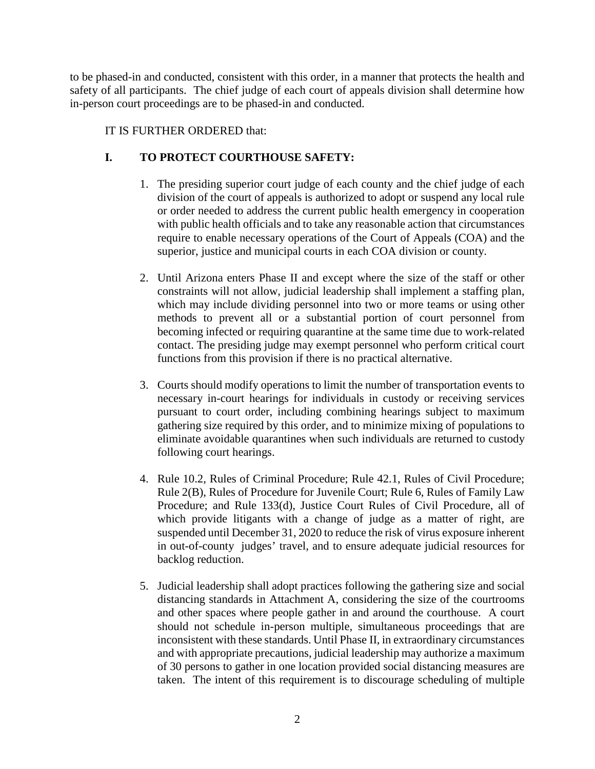to be phased-in and conducted, consistent with this order, in a manner that protects the health and safety of all participants. The chief judge of each court of appeals division shall determine how in-person court proceedings are to be phased-in and conducted.

IT IS FURTHER ORDERED that:

## I. TO PROTECT COURTHOUSE SAFETY:

1. The presiding superior court judge of each county and the chief judge of each division of the court of appeals is authorized to adopt or suspend any local rule or order needed to address the current public health emergency in cooperation with public health officials and to take any reasonable action that circumstances require to enable necessary operations of the Court of Appeals (COA) and the superior, justice and municipal courts in each COA division or county.

2. Until Arizona enters Phase II and except where the size of the staff or other constraints will not allow, judicial leadership shall implement a staffing plan, which may include dividing personnel into two or more teams or using other methods to prevent all or a substantial portion of court personnel from becoming infected or requiring quarantine at the same time due to work-related contact. The presiding judge may exempt personnel who perform critical court functions from this provision if there is no practical alternative.

3. Courts should modify operations to limit the number of transportation events to necessary in-court hearings for individuals in custody or receiving services pursuant to court order, including combining hearings subject to maximum gathering size required by this order, and to minimize mixing of populations to eliminate avoidable quarantines when such individuals are returned to custody following court hearings.

4. Rule 10.2, Rules of Criminal Procedure; Rule 42.1, Rules of Civil Procedure; Rule 2(B), Rules of Procedure for Juvenile Court; Rule 6, Rules of Family Law Procedure; and Rule 133(d), Justice Court Rules of Civil Procedure, all of which provide litigants with a change of judge as a matter of right, are suspended until December 31, 2020 to reduce the risk of virus exposure inherent in out-of-county judges' travel, and to ensure adequate judicial resources for backlog reduction.

5. Judicial leadership shall adopt practices following the gathering size and social distancing standards in Attachment A, considering the size of the courtrooms and other spaces where people gather in and around the courthouse. A court should not schedule in-person multiple, simultaneous proceedings that are inconsistent with these standards. Until Phase II, in extraordinary circumstances and with appropriate precautions, judicial leadership may authorize a maximum of 30 persons to gather in one location provided social distancing measures are taken. The intent of this requirement is to discourage scheduling of multiple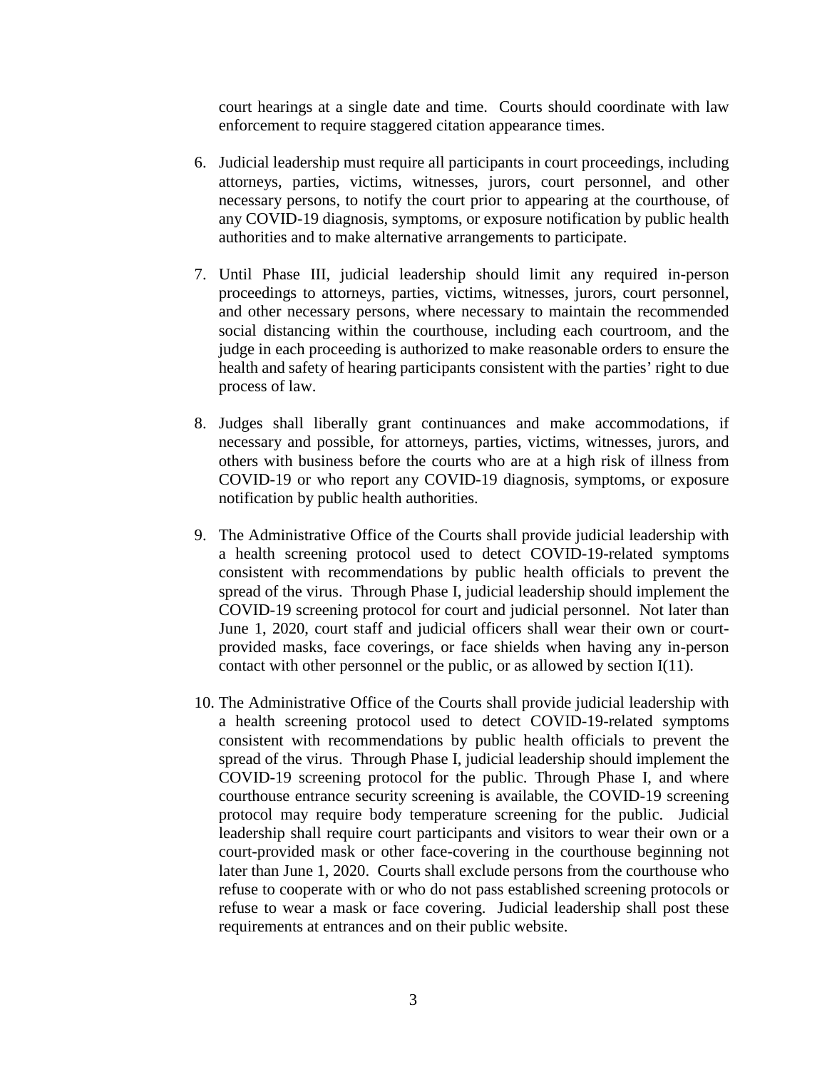court hearings at a single date and time. Courts should coordinate with law enforcement to require staggered citation appearance times.

6. Judicial leadership must require all participants in court proceedings, including attorneys, parties, victims, witnesses, jurors, court personnel, and other necessary persons, to notify the court prior to appearing at the courthouse, of any COVID-19 diagnosis, symptoms, or exposure notification by public health authorities and to make alternative arrangements to participate.

7. Until Phase III, judicial leadership should limit any required in-person proceedings to attorneys, parties, victims, witnesses, jurors, court personnel, and other necessary persons, where necessary to maintain the recommended social distancing within the courthouse, including each courtroom, and the judge in each proceeding is authorized to make reasonable orders to ensure the health and safety of hearing participants consistent with the parties' right to due process of law.

8. Judges shall liberally grant continuances and make accommodations, if necessary and possible, for attorneys, parties, victims, witnesses, jurors, and others with business before the courts who are at a high risk of illness from COVID-19 or who report any COVID-19 diagnosis, symptoms, or exposure notification by public health authorities.

9. The Administrative Office of the Courts shall provide judicial leadership with a health screening protocol used to detect COVID-19-related symptoms consistent with recommendations by public health officials to prevent the spread of the virus. Through Phase I, judicial leadership should implement the COVID-19 screening protocol for court and judicial personnel. Not later than June 1, 2020, court staff and judicial officers shall wear their own or court-provided masks, face coverings, or face shields when having any in-person contact with other personnel or the public, or as allowed by section I(11).

10. The Administrative Office of the Courts shall provide judicial leadership with a health screening protocol used to detect COVID-19-related symptoms consistent with recommendations by public health officials to prevent the spread of the virus. Through Phase I, judicial leadership should implement the COVID-19 screening protocol for the public. Through Phase I, and where courthouse entrance security screening is available, the COVID-19 screening protocol may require body temperature screening for the public. Judicial leadership shall require court participants and visitors to wear their own or a court-provided mask or other face-covering in the courthouse beginning not later than June 1, 2020. Courts shall exclude persons from the courthouse who refuse to cooperate with or who do not pass established screening protocols or refuse to wear a mask or face covering. Judicial leadership shall post these requirements at entrances and on their public website.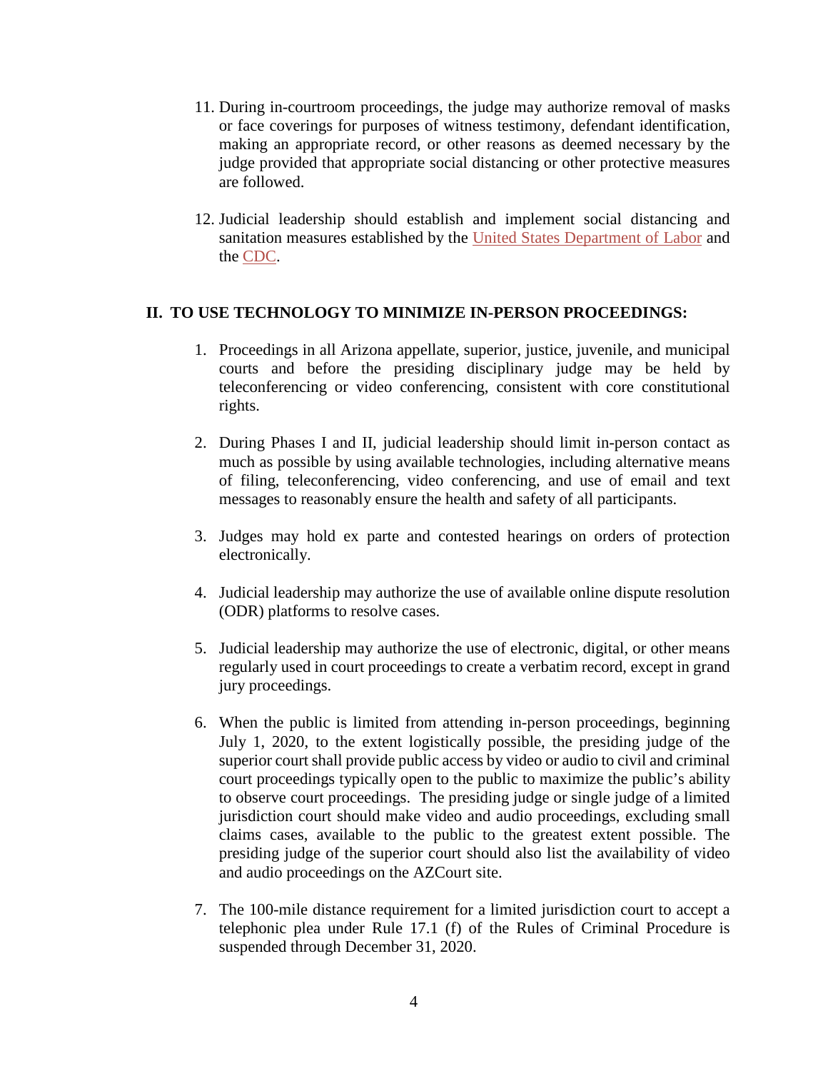11. During in-courtroom proceedings, the judge may authorize removal of masks or face coverings for purposes of witness testimony, defendant identification, making an appropriate record, or other reasons as deemed necessary by the judge provided that appropriate social distancing or other protective measures are followed.

12. Judicial leadership should establish and implement social distancing and sanitation measures established by the United States Department of Labor and the CDC.

## II. TO USE TECHNOLOGY TO MINIMIZE IN-PERSON PROCEEDINGS:

1. Proceedings in all Arizona appellate, superior, justice, juvenile, and municipal courts and before the presiding disciplinary judge may be held by teleconferencing or video conferencing, consistent with core constitutional rights.

2. During Phases I and II, judicial leadership should limit in-person contact as much as possible by using available technologies, including alternative means of filing, teleconferencing, video conferencing, and use of email and text messages to reasonably ensure the health and safety of all participants.

3. Judges may hold ex parte and contested hearings on orders of protection electronically.

4. Judicial leadership may authorize the use of available online dispute resolution (ODR) platforms to resolve cases.

5. Judicial leadership may authorize the use of electronic, digital, or other means regularly used in court proceedings to create a verbatim record, except in grand jury proceedings.

6. When the public is limited from attending in-person proceedings, beginning July 1, 2020, to the extent logistically possible, the presiding judge of the superior court shall provide public access by video or audio to civil and criminal court proceedings typically open to the public to maximize the public's ability to observe court proceedings. The presiding judge or single judge of a limited jurisdiction court should make video and audio proceedings, excluding small claims cases, available to the public to the greatest extent possible. The presiding judge of the superior court should also list the availability of video and audio proceedings on the AZCourt site.

7. The 100-mile distance requirement for a limited jurisdiction court to accept a telephonic plea under Rule 17.1 (f) of the Rules of Criminal Procedure is suspended through December 31, 2020.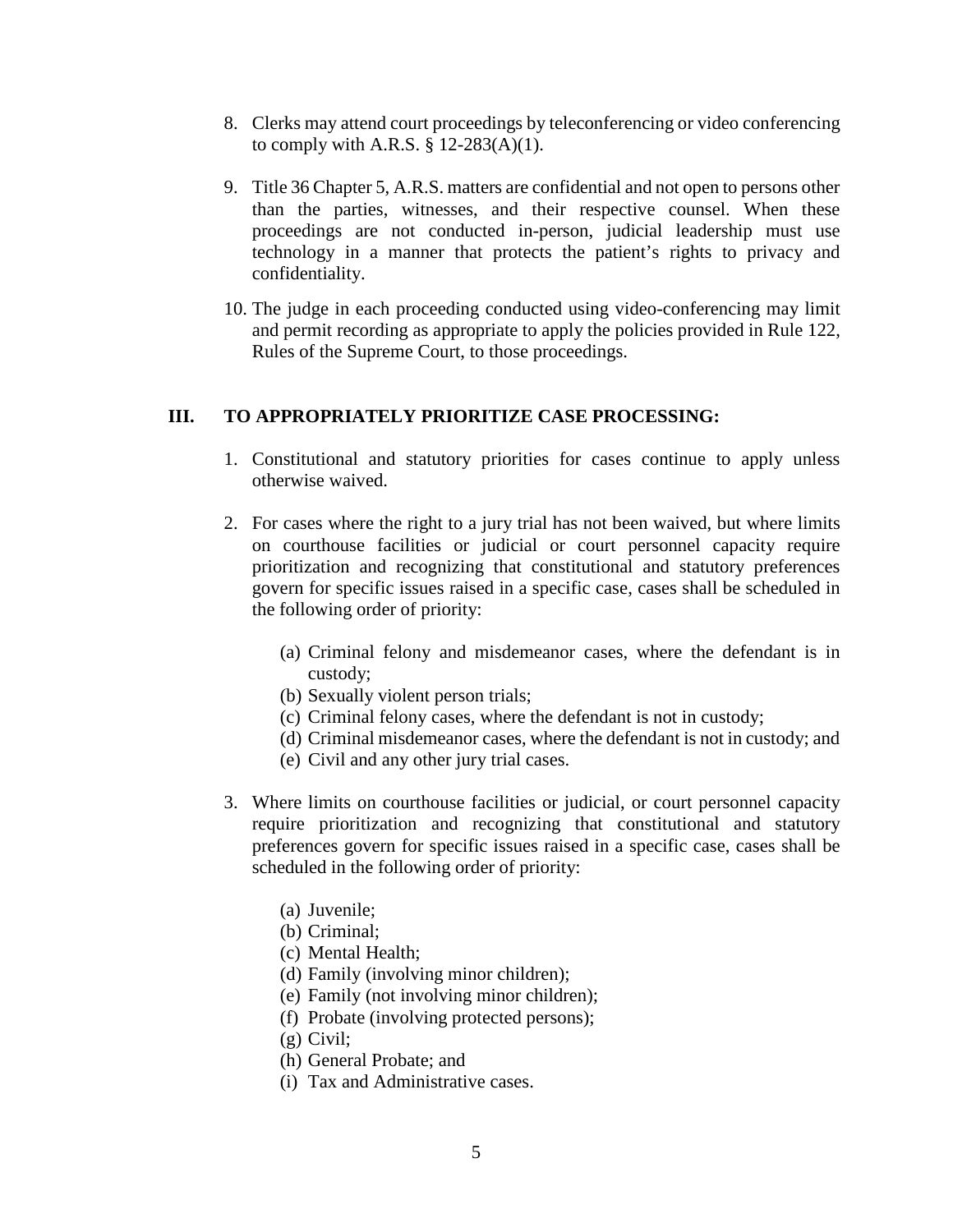8. Clerks may attend court proceedings by teleconferencing or video conferencing to comply with A.R.S. § 12-283(A)(1).

9. Title 36 Chapter 5, A.R.S. matters are confidential and not open to persons other than the parties, witnesses, and their respective counsel. When these proceedings are not conducted in-person, judicial leadership must use technology in a manner that protects the patient's rights to privacy and confidentiality.

10. The judge in each proceeding conducted using video-conferencing may limit and permit recording as appropriate to apply the policies provided in Rule 122, Rules of the Supreme Court, to those proceedings.

## III. TO APPROPRIATELY PRIORITIZE CASE PROCESSING:

1. Constitutional and statutory priorities for cases continue to apply unless otherwise waived.

2. For cases where the right to a jury trial has not been waived, but where limits on courthouse facilities or judicial or court personnel capacity require prioritization and recognizing that constitutional and statutory preferences govern for specific issues raised in a specific case, cases shall be scheduled in the following order of priority:

   (a) Criminal felony and misdemeanor cases, where the defendant is in custody;
   (b) Sexually violent person trials;
   (c) Criminal felony cases, where the defendant is not in custody;
   (d) Criminal misdemeanor cases, where the defendant is not in custody; and
   (e) Civil and any other jury trial cases.

3. Where limits on courthouse facilities or judicial, or court personnel capacity require prioritization and recognizing that constitutional and statutory preferences govern for specific issues raised in a specific case, cases shall be scheduled in the following order of priority:

   (a) Juvenile;
   (b) Criminal;
   (c) Mental Health;
   (d) Family (involving minor children);
   (e) Family (not involving minor children);
   (f) Probate (involving protected persons);
   (g) Civil;
   (h) General Probate; and
   (i) Tax and Administrative cases.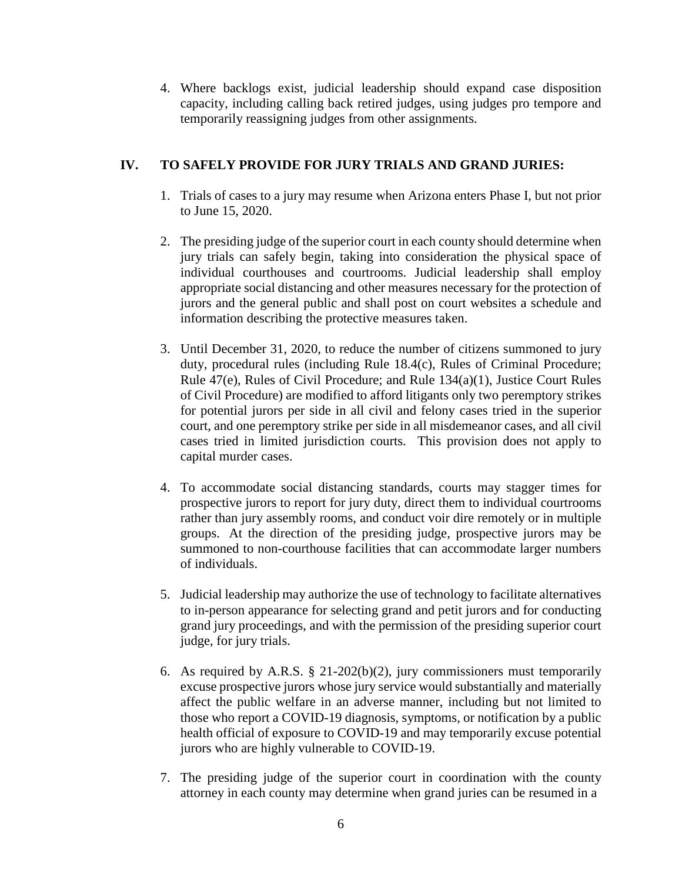4. Where backlogs exist, judicial leadership should expand case disposition capacity, including calling back retired judges, using judges pro tempore and temporarily reassigning judges from other assignments.

## IV. TO SAFELY PROVIDE FOR JURY TRIALS AND GRAND JURIES:

1. Trials of cases to a jury may resume when Arizona enters Phase I, but not prior to June 15, 2020.

2. The presiding judge of the superior court in each county should determine when jury trials can safely begin, taking into consideration the physical space of individual courthouses and courtrooms. Judicial leadership shall employ appropriate social distancing and other measures necessary for the protection of jurors and the general public and shall post on court websites a schedule and information describing the protective measures taken.

3. Until December 31, 2020, to reduce the number of citizens summoned to jury duty, procedural rules (including Rule 18.4(c), Rules of Criminal Procedure; Rule 47(e), Rules of Civil Procedure; and Rule 134(a)(1), Justice Court Rules of Civil Procedure) are modified to afford litigants only two peremptory strikes for potential jurors per side in all civil and felony cases tried in the superior court, and one peremptory strike per side in all misdemeanor cases, and all civil cases tried in limited jurisdiction courts. This provision does not apply to capital murder cases.

4. To accommodate social distancing standards, courts may stagger times for prospective jurors to report for jury duty, direct them to individual courtrooms rather than jury assembly rooms, and conduct voir dire remotely or in multiple groups. At the direction of the presiding judge, prospective jurors may be summoned to non-courthouse facilities that can accommodate larger numbers of individuals.

5. Judicial leadership may authorize the use of technology to facilitate alternatives to in-person appearance for selecting grand and petit jurors and for conducting grand jury proceedings, and with the permission of the presiding superior court judge, for jury trials.

6. As required by A.R.S. § 21-202(b)(2), jury commissioners must temporarily excuse prospective jurors whose jury service would substantially and materially affect the public welfare in an adverse manner, including but not limited to those who report a COVID-19 diagnosis, symptoms, or notification by a public health official of exposure to COVID-19 and may temporarily excuse potential jurors who are highly vulnerable to COVID-19.

7. The presiding judge of the superior court in coordination with the county attorney in each county may determine when grand juries can be resumed in a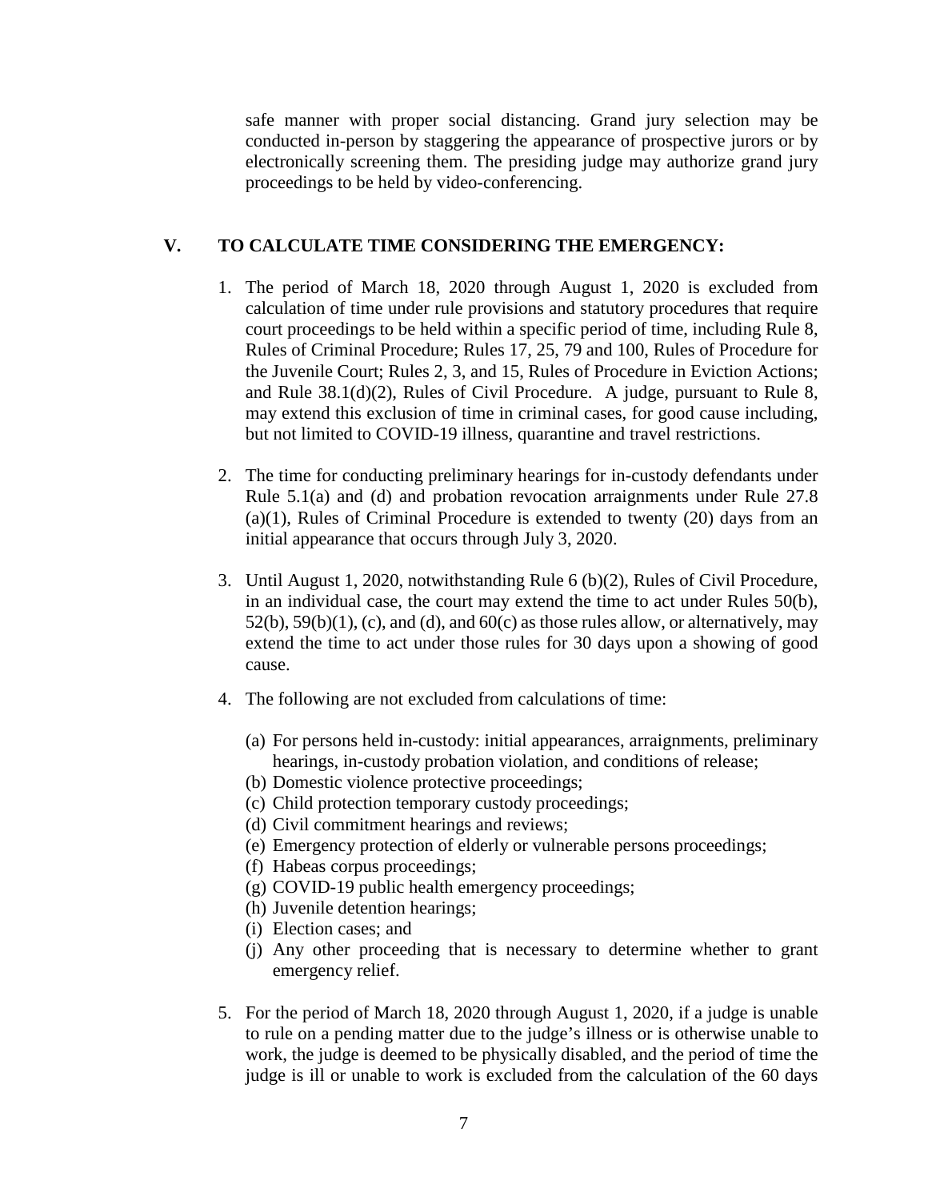safe manner with proper social distancing. Grand jury selection may be conducted in-person by staggering the appearance of prospective jurors or by electronically screening them. The presiding judge may authorize grand jury proceedings to be held by video-conferencing.

## V. TO CALCULATE TIME CONSIDERING THE EMERGENCY:

1. The period of March 18, 2020 through August 1, 2020 is excluded from calculation of time under rule provisions and statutory procedures that require court proceedings to be held within a specific period of time, including Rule 8, Rules of Criminal Procedure; Rules 17, 25, 79 and 100, Rules of Procedure for the Juvenile Court; Rules 2, 3, and 15, Rules of Procedure in Eviction Actions; and Rule 38.1(d)(2), Rules of Civil Procedure. A judge, pursuant to Rule 8, may extend this exclusion of time in criminal cases, for good cause including, but not limited to COVID-19 illness, quarantine and travel restrictions.

2. The time for conducting preliminary hearings for in-custody defendants under Rule 5.1(a) and (d) and probation revocation arraignments under Rule 27.8 (a)(1), Rules of Criminal Procedure is extended to twenty (20) days from an initial appearance that occurs through July 3, 2020.

3. Until August 1, 2020, notwithstanding Rule 6 (b)(2), Rules of Civil Procedure, in an individual case, the court may extend the time to act under Rules 50(b), 52(b), 59(b)(1), (c), and (d), and 60(c) as those rules allow, or alternatively, may extend the time to act under those rules for 30 days upon a showing of good cause.

4. The following are not excluded from calculations of time:

   (a) For persons held in-custody: initial appearances, arraignments, preliminary hearings, in-custody probation violation, and conditions of release;
   (b) Domestic violence protective proceedings;
   (c) Child protection temporary custody proceedings;
   (d) Civil commitment hearings and reviews;
   (e) Emergency protection of elderly or vulnerable persons proceedings;
   (f) Habeas corpus proceedings;
   (g) COVID-19 public health emergency proceedings;
   (h) Juvenile detention hearings;
   (i) Election cases; and
   (j) Any other proceeding that is necessary to determine whether to grant emergency relief.

5. For the period of March 18, 2020 through August 1, 2020, if a judge is unable to rule on a pending matter due to the judge's illness or is otherwise unable to work, the judge is deemed to be physically disabled, and the period of time the judge is ill or unable to work is excluded from the calculation of the 60 days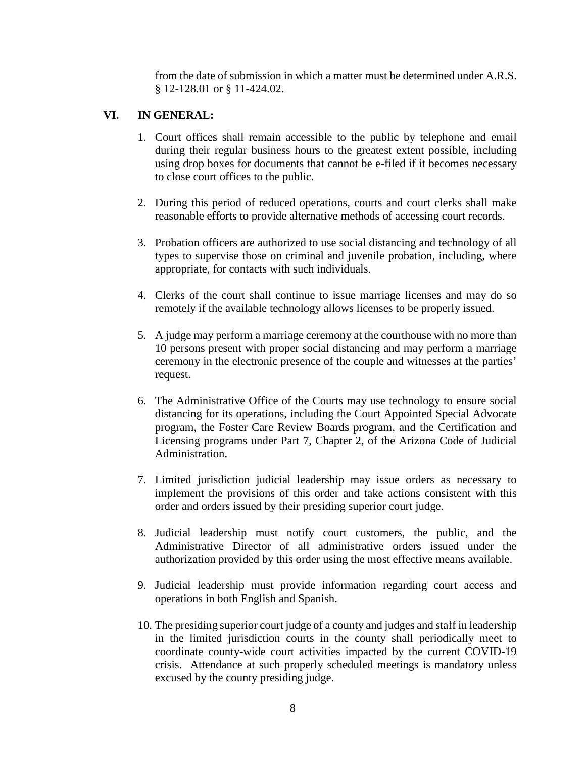from the date of submission in which a matter must be determined under A.R.S. § 12-128.01 or § 11-424.02.

## VI. IN GENERAL:

1. Court offices shall remain accessible to the public by telephone and email during their regular business hours to the greatest extent possible, including using drop boxes for documents that cannot be e-filed if it becomes necessary to close court offices to the public.

2. During this period of reduced operations, courts and court clerks shall make reasonable efforts to provide alternative methods of accessing court records.

3. Probation officers are authorized to use social distancing and technology of all types to supervise those on criminal and juvenile probation, including, where appropriate, for contacts with such individuals.

4. Clerks of the court shall continue to issue marriage licenses and may do so remotely if the available technology allows licenses to be properly issued.

5. A judge may perform a marriage ceremony at the courthouse with no more than 10 persons present with proper social distancing and may perform a marriage ceremony in the electronic presence of the couple and witnesses at the parties' request.

6. The Administrative Office of the Courts may use technology to ensure social distancing for its operations, including the Court Appointed Special Advocate program, the Foster Care Review Boards program, and the Certification and Licensing programs under Part 7, Chapter 2, of the Arizona Code of Judicial Administration.

7. Limited jurisdiction judicial leadership may issue orders as necessary to implement the provisions of this order and take actions consistent with this order and orders issued by their presiding superior court judge.

8. Judicial leadership must notify court customers, the public, and the Administrative Director of all administrative orders issued under the authorization provided by this order using the most effective means available.

9. Judicial leadership must provide information regarding court access and operations in both English and Spanish.

10. The presiding superior court judge of a county and judges and staff in leadership in the limited jurisdiction courts in the county shall periodically meet to coordinate county-wide court activities impacted by the current COVID-19 crisis. Attendance at such properly scheduled meetings is mandatory unless excused by the county presiding judge.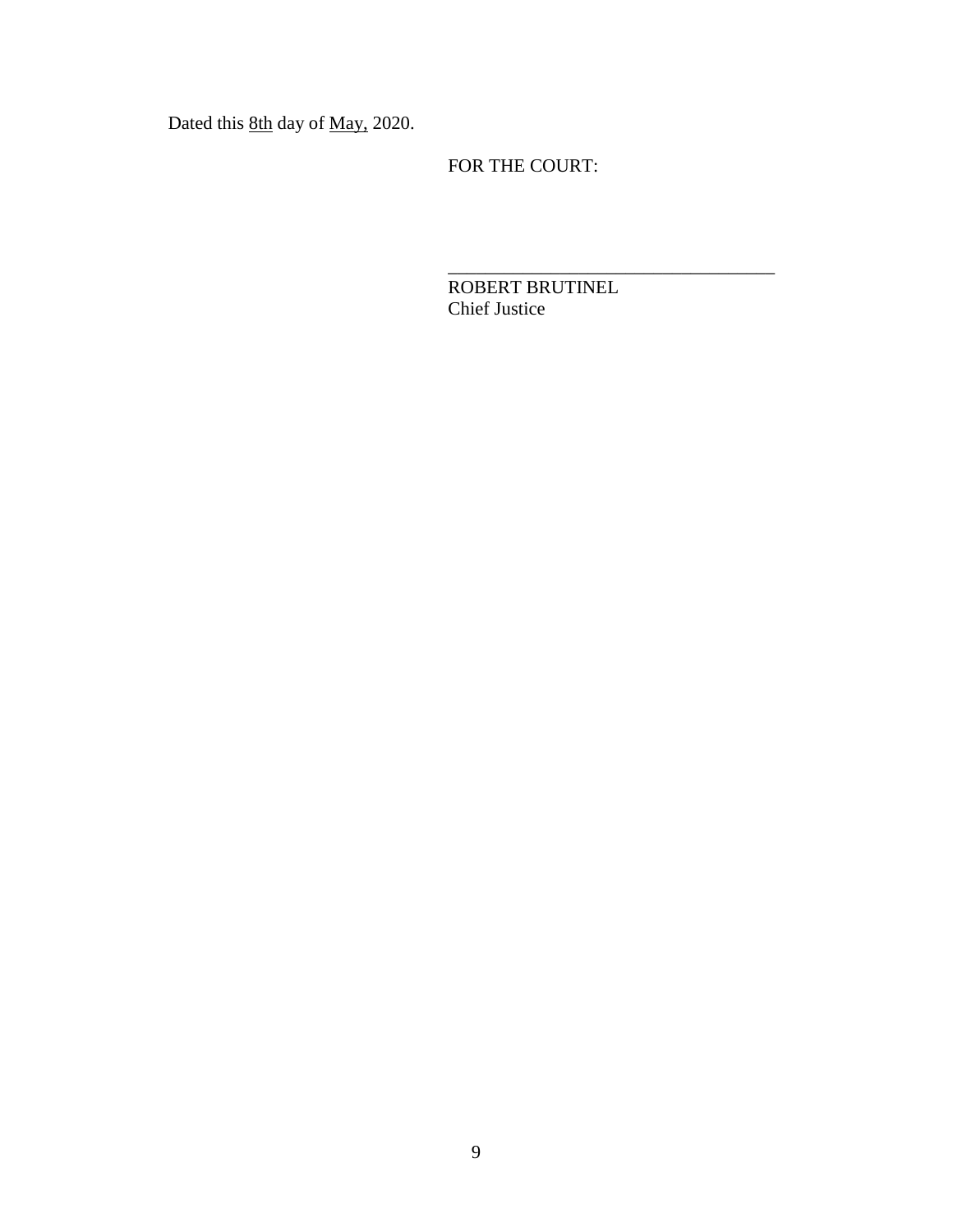Dated this 8th day of May, 2020.

FOR THE COURT:

____________________________________
ROBERT BRUTINEL
Chief Justice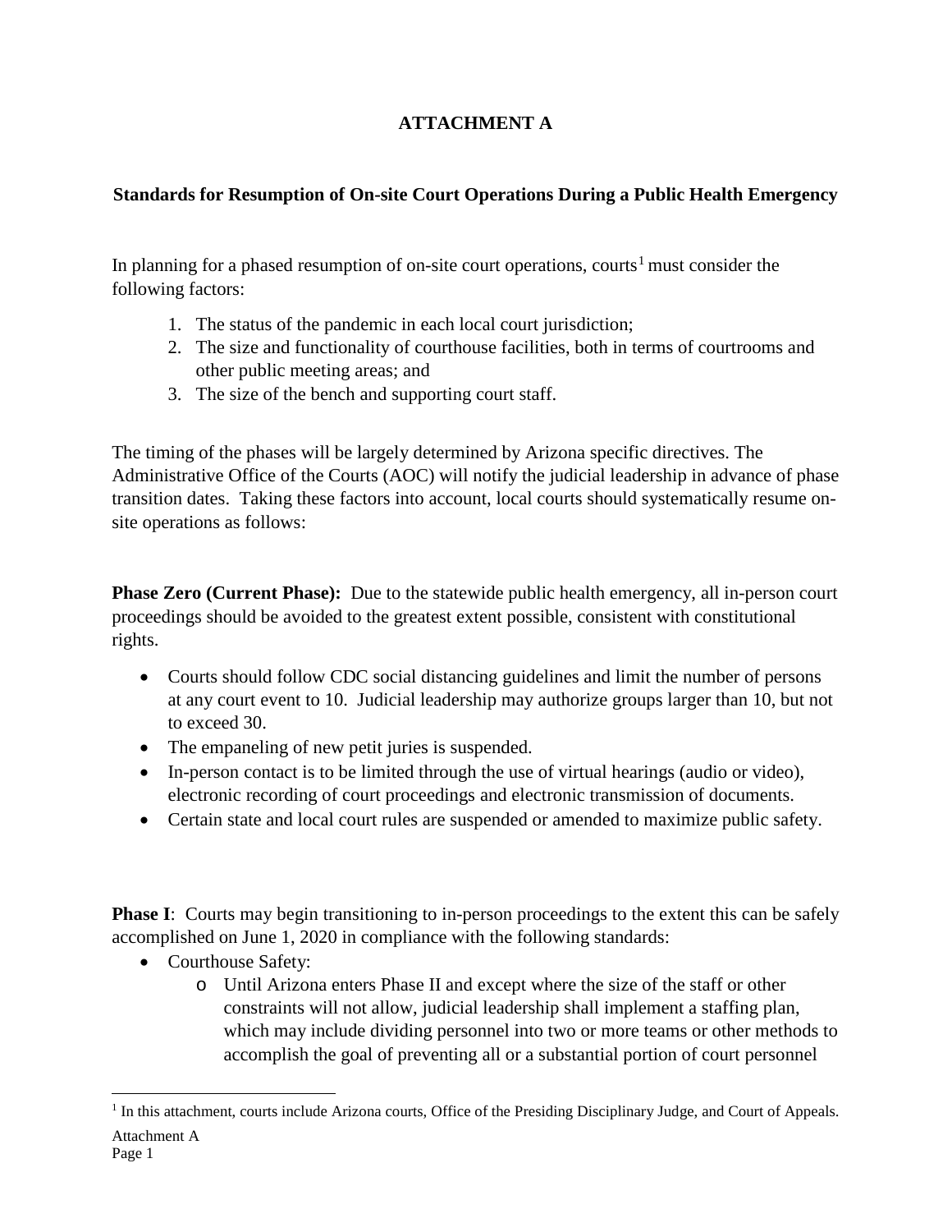# ATTACHMENT A

## Standards for Resumption of On-site Court Operations During a Public Health Emergency

In planning for a phased resumption of on-site court operations, courts[1] must consider the following factors:

1. The status of the pandemic in each local court jurisdiction;
2. The size and functionality of courthouse facilities, both in terms of courtrooms and other public meeting areas; and
3. The size of the bench and supporting court staff.

The timing of the phases will be largely determined by Arizona specific directives. The Administrative Office of the Courts (AOC) will notify the judicial leadership in advance of phase transition dates. Taking these factors into account, local courts should systematically resume on-site operations as follows:

**Phase Zero (Current Phase):** Due to the statewide public health emergency, all in-person court proceedings should be avoided to the greatest extent possible, consistent with constitutional rights.

- Courts should follow CDC social distancing guidelines and limit the number of persons at any court event to 10. Judicial leadership may authorize groups larger than 10, but not to exceed 30.
- The empaneling of new petit juries is suspended.
- In-person contact is to be limited through the use of virtual hearings (audio or video), electronic recording of court proceedings and electronic transmission of documents.
- Certain state and local court rules are suspended or amended to maximize public safety.

**Phase I**: Courts may begin transitioning to in-person proceedings to the extent this can be safely accomplished on June 1, 2020 in compliance with the following standards:

- Courthouse Safety:
  - Until Arizona enters Phase II and except where the size of the staff or other constraints will not allow, judicial leadership shall implement a staffing plan, which may include dividing personnel into two or more teams or other methods to accomplish the goal of preventing all or a substantial portion of court personnel

[1] In this attachment, courts include Arizona courts, Office of the Presiding Disciplinary Judge, and Court of Appeals.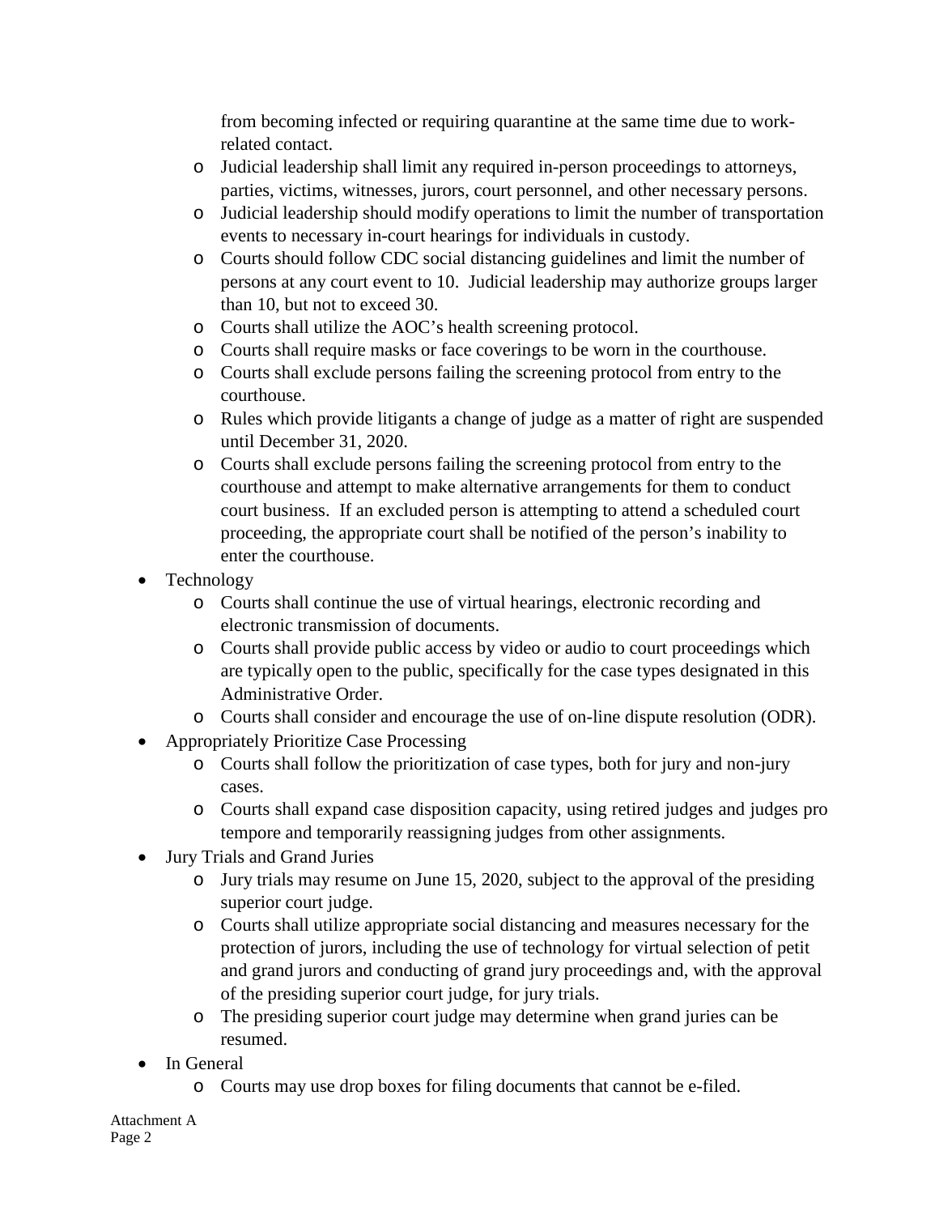from becoming infected or requiring quarantine at the same time due to work-related contact.

  - Judicial leadership shall limit any required in-person proceedings to attorneys, parties, victims, witnesses, jurors, court personnel, and other necessary persons.
  - Judicial leadership should modify operations to limit the number of transportation events to necessary in-court hearings for individuals in custody.
  - Courts should follow CDC social distancing guidelines and limit the number of persons at any court event to 10. Judicial leadership may authorize groups larger than 10, but not to exceed 30.
  - Courts shall utilize the AOC's health screening protocol.
  - Courts shall require masks or face coverings to be worn in the courthouse.
  - Courts shall exclude persons failing the screening protocol from entry to the courthouse.
  - Rules which provide litigants a change of judge as a matter of right are suspended until December 31, 2020.
  - Courts shall exclude persons failing the screening protocol from entry to the courthouse and attempt to make alternative arrangements for them to conduct court business. If an excluded person is attempting to attend a scheduled court proceeding, the appropriate court shall be notified of the person's inability to enter the courthouse.
- Technology
  - Courts shall continue the use of virtual hearings, electronic recording and electronic transmission of documents.
  - Courts shall provide public access by video or audio to court proceedings which are typically open to the public, specifically for the case types designated in this Administrative Order.
  - Courts shall consider and encourage the use of on-line dispute resolution (ODR).
- Appropriately Prioritize Case Processing
  - Courts shall follow the prioritization of case types, both for jury and non-jury cases.
  - Courts shall expand case disposition capacity, using retired judges and judges pro tempore and temporarily reassigning judges from other assignments.
- Jury Trials and Grand Juries
  - Jury trials may resume on June 15, 2020, subject to the approval of the presiding superior court judge.
  - Courts shall utilize appropriate social distancing and measures necessary for the protection of jurors, including the use of technology for virtual selection of petit and grand jurors and conducting of grand jury proceedings and, with the approval of the presiding superior court judge, for jury trials.
  - The presiding superior court judge may determine when grand juries can be resumed.
- In General
  - Courts may use drop boxes for filing documents that cannot be e-filed.

Attachment A
Page 2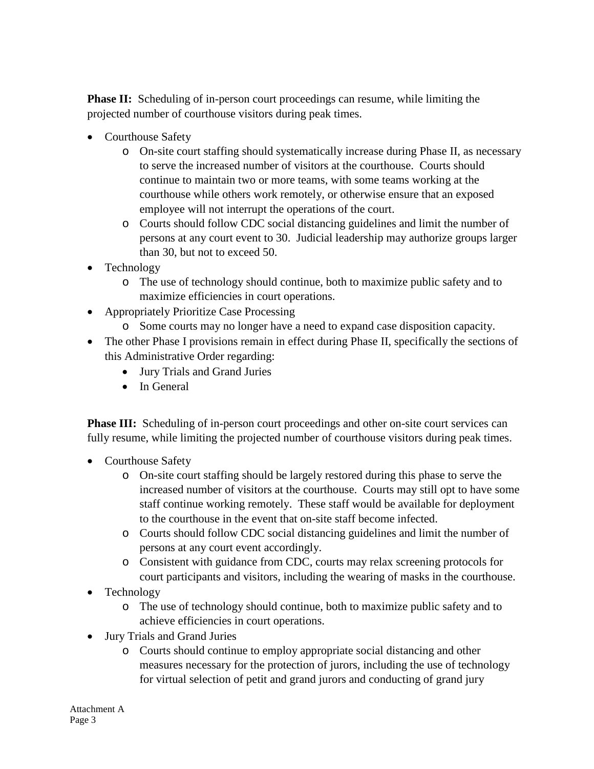**Phase II:** Scheduling of in-person court proceedings can resume, while limiting the projected number of courthouse visitors during peak times.

- Courthouse Safety
  - On-site court staffing should systematically increase during Phase II, as necessary to serve the increased number of visitors at the courthouse. Courts should continue to maintain two or more teams, with some teams working at the courthouse while others work remotely, or otherwise ensure that an exposed employee will not interrupt the operations of the court.
  - Courts should follow CDC social distancing guidelines and limit the number of persons at any court event to 30. Judicial leadership may authorize groups larger than 30, but not to exceed 50.
- Technology
  - The use of technology should continue, both to maximize public safety and to maximize efficiencies in court operations.
- Appropriately Prioritize Case Processing
  - Some courts may no longer have a need to expand case disposition capacity.
- The other Phase I provisions remain in effect during Phase II, specifically the sections of this Administrative Order regarding:
  - Jury Trials and Grand Juries
  - In General

**Phase III:** Scheduling of in-person court proceedings and other on-site court services can fully resume, while limiting the projected number of courthouse visitors during peak times.

- Courthouse Safety
  - On-site court staffing should be largely restored during this phase to serve the increased number of visitors at the courthouse. Courts may still opt to have some staff continue working remotely. These staff would be available for deployment to the courthouse in the event that on-site staff become infected.
  - Courts should follow CDC social distancing guidelines and limit the number of persons at any court event accordingly.
  - Consistent with guidance from CDC, courts may relax screening protocols for court participants and visitors, including the wearing of masks in the courthouse.
- Technology
  - The use of technology should continue, both to maximize public safety and to achieve efficiencies in court operations.
- Jury Trials and Grand Juries
  - Courts should continue to employ appropriate social distancing and other measures necessary for the protection of jurors, including the use of technology for virtual selection of petit and grand jurors and conducting of grand jury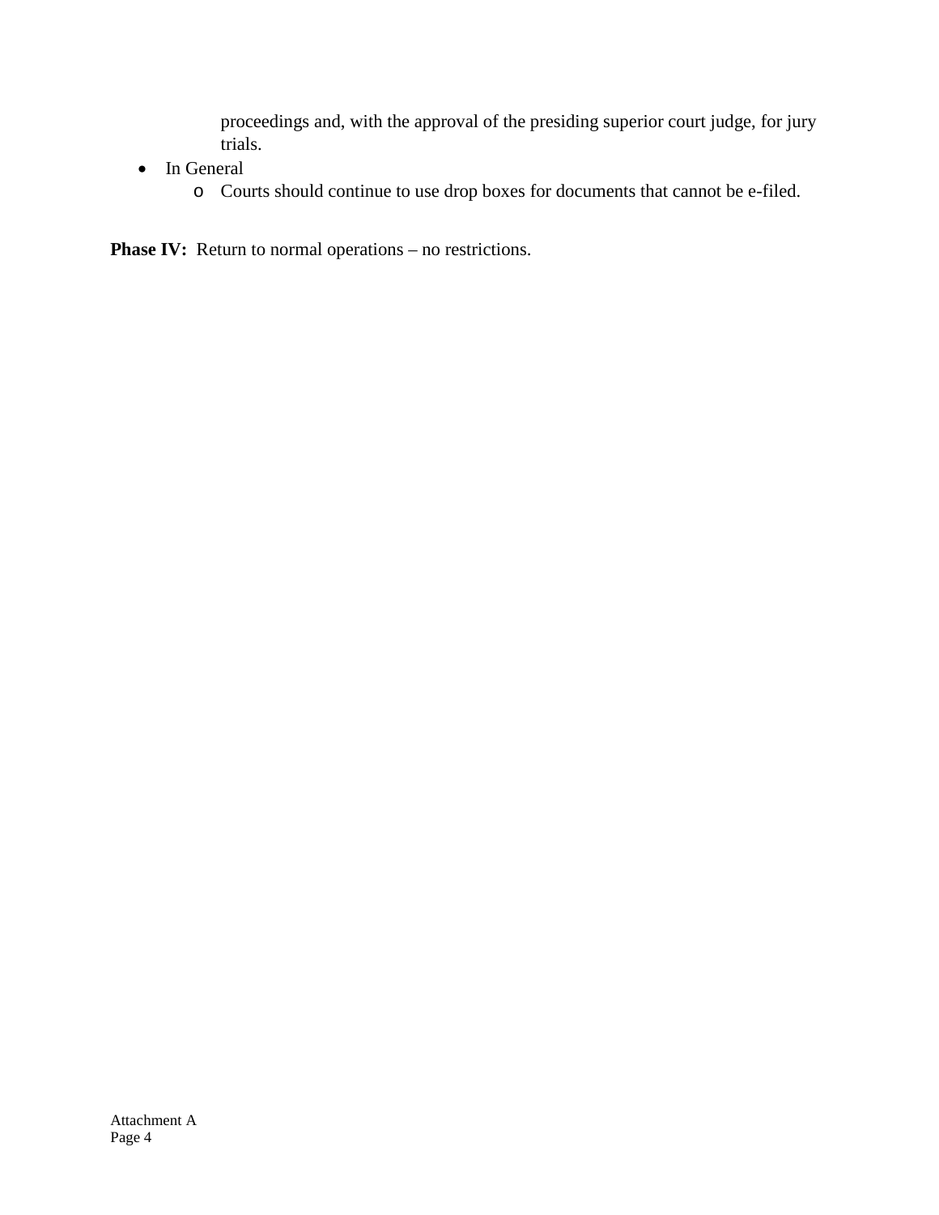proceedings and, with the approval of the presiding superior court judge, for jury trials.

- In General
  - Courts should continue to use drop boxes for documents that cannot be e-filed.

**Phase IV:** Return to normal operations – no restrictions.